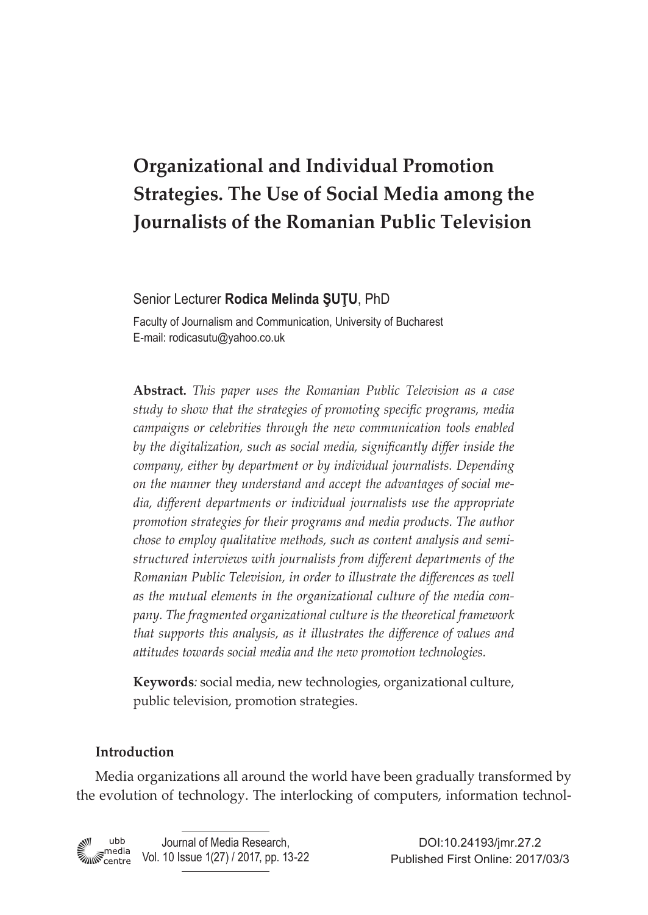# Organizational and Individual Promotion Strategies. The Use of Social Media among the Journalists of the Romanian Public Television

Senior Lecturer **Rodica Melinda ŞUŢU**, PhD

Faculty of Journalism and Communication, University of Bucharest
E-mail: rodicasutu@yahoo.co.uk

**Abstract.** *This paper uses the Romanian Public Television as a case study to show that the strategies of promoting specific programs, media campaigns or celebrities through the new communication tools enabled by the digitalization, such as social media, significantly differ inside the company, either by department or by individual journalists. Depending on the manner they understand and accept the advantages of social media, different departments or individual journalists use the appropriate promotion strategies for their programs and media products. The author chose to employ qualitative methods, such as content analysis and semi-structured interviews with journalists from different departments of the Romanian Public Television, in order to illustrate the differences as well as the mutual elements in the organizational culture of the media company. The fragmented organizational culture is the theoretical framework that supports this analysis, as it illustrates the difference of values and attitudes towards social media and the new promotion technologies.*

**Keywords***:* social media, new technologies, organizational culture, public television, promotion strategies.

## Introduction

Media organizations all around the world have been gradually transformed by the evolution of technology. The interlocking of computers, information technol-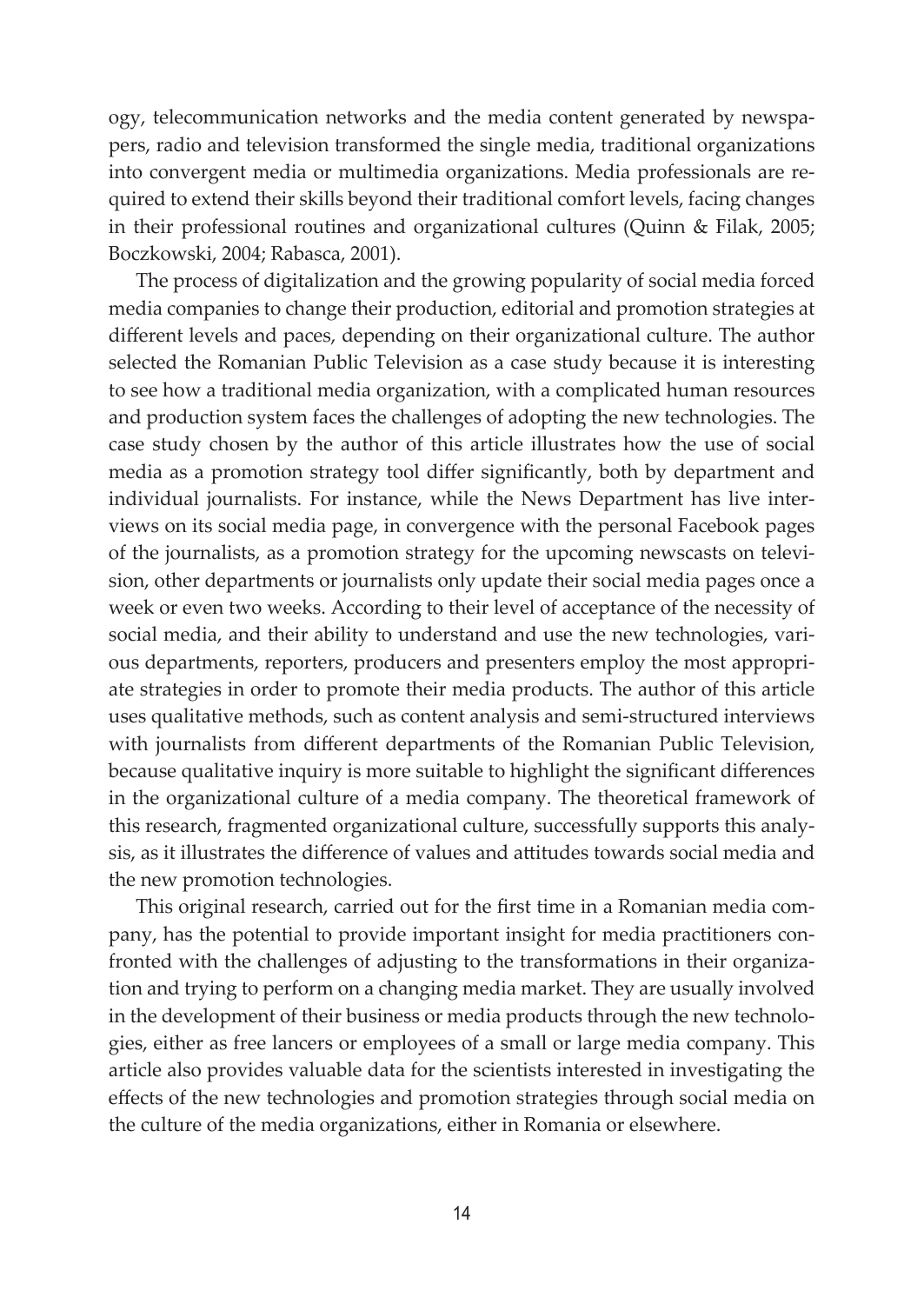ogy, telecommunication networks and the media content generated by newspapers, radio and television transformed the single media, traditional organizations into convergent media or multimedia organizations. Media professionals are required to extend their skills beyond their traditional comfort levels, facing changes in their professional routines and organizational cultures (Quinn & Filak, 2005; Boczkowski, 2004; Rabasca, 2001).

The process of digitalization and the growing popularity of social media forced media companies to change their production, editorial and promotion strategies at different levels and paces, depending on their organizational culture. The author selected the Romanian Public Television as a case study because it is interesting to see how a traditional media organization, with a complicated human resources and production system faces the challenges of adopting the new technologies. The case study chosen by the author of this article illustrates how the use of social media as a promotion strategy tool differ significantly, both by department and individual journalists. For instance, while the News Department has live interviews on its social media page, in convergence with the personal Facebook pages of the journalists, as a promotion strategy for the upcoming newscasts on television, other departments or journalists only update their social media pages once a week or even two weeks. According to their level of acceptance of the necessity of social media, and their ability to understand and use the new technologies, various departments, reporters, producers and presenters employ the most appropriate strategies in order to promote their media products. The author of this article uses qualitative methods, such as content analysis and semi-structured interviews with journalists from different departments of the Romanian Public Television, because qualitative inquiry is more suitable to highlight the significant differences in the organizational culture of a media company. The theoretical framework of this research, fragmented organizational culture, successfully supports this analysis, as it illustrates the difference of values and attitudes towards social media and the new promotion technologies.

This original research, carried out for the first time in a Romanian media company, has the potential to provide important insight for media practitioners confronted with the challenges of adjusting to the transformations in their organization and trying to perform on a changing media market. They are usually involved in the development of their business or media products through the new technologies, either as free lancers or employees of a small or large media company. This article also provides valuable data for the scientists interested in investigating the effects of the new technologies and promotion strategies through social media on the culture of the media organizations, either in Romania or elsewhere.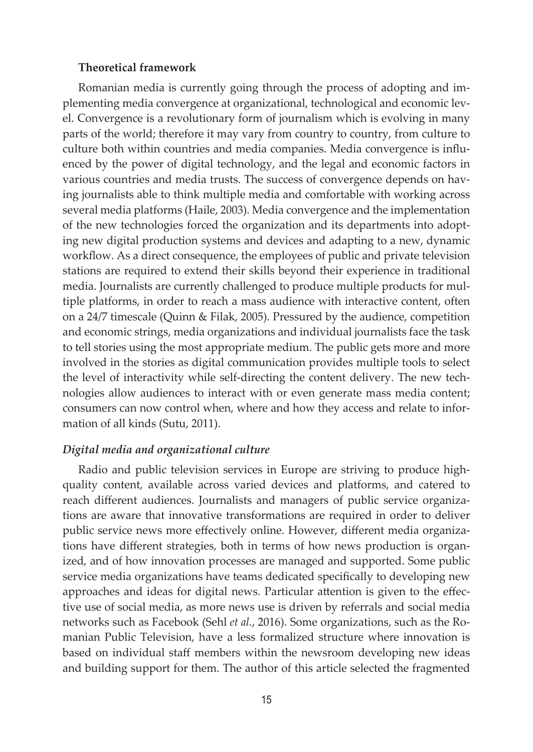**Theoretical framework**

Romanian media is currently going through the process of adopting and implementing media convergence at organizational, technological and economic level. Convergence is a revolutionary form of journalism which is evolving in many parts of the world; therefore it may vary from country to country, from culture to culture both within countries and media companies. Media convergence is influenced by the power of digital technology, and the legal and economic factors in various countries and media trusts. The success of convergence depends on having journalists able to think multiple media and comfortable with working across several media platforms (Haile, 2003). Media convergence and the implementation of the new technologies forced the organization and its departments into adopting new digital production systems and devices and adapting to a new, dynamic workflow. As a direct consequence, the employees of public and private television stations are required to extend their skills beyond their experience in traditional media. Journalists are currently challenged to produce multiple products for multiple platforms, in order to reach a mass audience with interactive content, often on a 24/7 timescale (Quinn & Filak, 2005). Pressured by the audience, competition and economic strings, media organizations and individual journalists face the task to tell stories using the most appropriate medium. The public gets more and more involved in the stories as digital communication provides multiple tools to select the level of interactivity while self-directing the content delivery. The new technologies allow audiences to interact with or even generate mass media content; consumers can now control when, where and how they access and relate to information of all kinds (Sutu, 2011).

***Digital media and organizational culture***

Radio and public television services in Europe are striving to produce high-quality content, available across varied devices and platforms, and catered to reach different audiences. Journalists and managers of public service organizations are aware that innovative transformations are required in order to deliver public service news more effectively online. However, different media organizations have different strategies, both in terms of how news production is organized, and of how innovation processes are managed and supported. Some public service media organizations have teams dedicated specifically to developing new approaches and ideas for digital news. Particular attention is given to the effective use of social media, as more news use is driven by referrals and social media networks such as Facebook (Sehl *et al.*, 2016). Some organizations, such as the Romanian Public Television, have a less formalized structure where innovation is based on individual staff members within the newsroom developing new ideas and building support for them. The author of this article selected the fragmented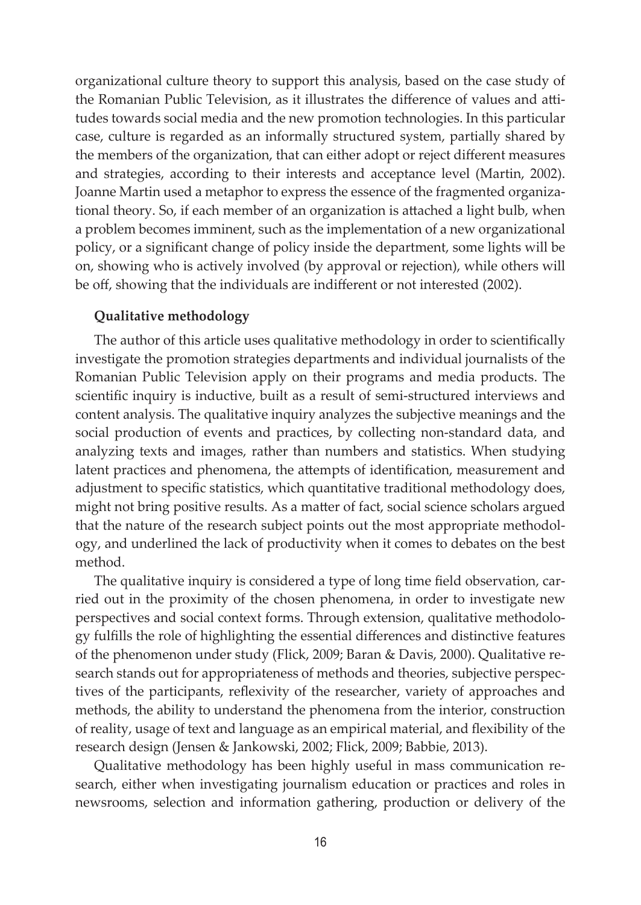organizational culture theory to support this analysis, based on the case study of the Romanian Public Television, as it illustrates the difference of values and attitudes towards social media and the new promotion technologies. In this particular case, culture is regarded as an informally structured system, partially shared by the members of the organization, that can either adopt or reject different measures and strategies, according to their interests and acceptance level (Martin, 2002). Joanne Martin used a metaphor to express the essence of the fragmented organizational theory. So, if each member of an organization is attached a light bulb, when a problem becomes imminent, such as the implementation of a new organizational policy, or a significant change of policy inside the department, some lights will be on, showing who is actively involved (by approval or rejection), while others will be off, showing that the individuals are indifferent or not interested (2002).

**Qualitative methodology**

The author of this article uses qualitative methodology in order to scientifically investigate the promotion strategies departments and individual journalists of the Romanian Public Television apply on their programs and media products. The scientific inquiry is inductive, built as a result of semi-structured interviews and content analysis. The qualitative inquiry analyzes the subjective meanings and the social production of events and practices, by collecting non-standard data, and analyzing texts and images, rather than numbers and statistics. When studying latent practices and phenomena, the attempts of identification, measurement and adjustment to specific statistics, which quantitative traditional methodology does, might not bring positive results. As a matter of fact, social science scholars argued that the nature of the research subject points out the most appropriate methodology, and underlined the lack of productivity when it comes to debates on the best method.

The qualitative inquiry is considered a type of long time field observation, carried out in the proximity of the chosen phenomena, in order to investigate new perspectives and social context forms. Through extension, qualitative methodology fulfills the role of highlighting the essential differences and distinctive features of the phenomenon under study (Flick, 2009; Baran & Davis, 2000). Qualitative research stands out for appropriateness of methods and theories, subjective perspectives of the participants, reflexivity of the researcher, variety of approaches and methods, the ability to understand the phenomena from the interior, construction of reality, usage of text and language as an empirical material, and flexibility of the research design (Jensen & Jankowski, 2002; Flick, 2009; Babbie, 2013).

Qualitative methodology has been highly useful in mass communication research, either when investigating journalism education or practices and roles in newsrooms, selection and information gathering, production or delivery of the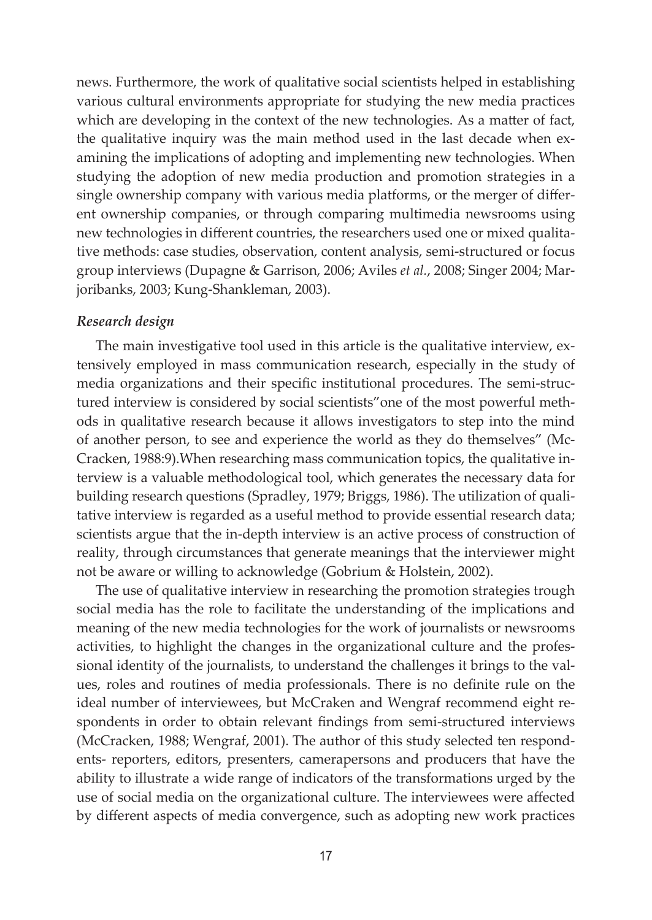news. Furthermore, the work of qualitative social scientists helped in establishing various cultural environments appropriate for studying the new media practices which are developing in the context of the new technologies. As a matter of fact, the qualitative inquiry was the main method used in the last decade when examining the implications of adopting and implementing new technologies. When studying the adoption of new media production and promotion strategies in a single ownership company with various media platforms, or the merger of different ownership companies, or through comparing multimedia newsrooms using new technologies in different countries, the researchers used one or mixed qualitative methods: case studies, observation, content analysis, semi-structured or focus group interviews (Dupagne & Garrison, 2006; Aviles *et al.*, 2008; Singer 2004; Marjoribanks, 2003; Kung-Shankleman, 2003).

### *Research design*

The main investigative tool used in this article is the qualitative interview, extensively employed in mass communication research, especially in the study of media organizations and their specific institutional procedures. The semi-structured interview is considered by social scientists"one of the most powerful methods in qualitative research because it allows investigators to step into the mind of another person, to see and experience the world as they do themselves" (McCracken, 1988:9).When researching mass communication topics, the qualitative interview is a valuable methodological tool, which generates the necessary data for building research questions (Spradley, 1979; Briggs, 1986). The utilization of qualitative interview is regarded as a useful method to provide essential research data; scientists argue that the in-depth interview is an active process of construction of reality, through circumstances that generate meanings that the interviewer might not be aware or willing to acknowledge (Gobrium & Holstein, 2002).

The use of qualitative interview in researching the promotion strategies trough social media has the role to facilitate the understanding of the implications and meaning of the new media technologies for the work of journalists or newsrooms activities, to highlight the changes in the organizational culture and the professional identity of the journalists, to understand the challenges it brings to the values, roles and routines of media professionals. There is no definite rule on the ideal number of interviewees, but McCraken and Wengraf recommend eight respondents in order to obtain relevant findings from semi-structured interviews (McCracken, 1988; Wengraf, 2001). The author of this study selected ten respondents- reporters, editors, presenters, camerapersons and producers that have the ability to illustrate a wide range of indicators of the transformations urged by the use of social media on the organizational culture. The interviewees were affected by different aspects of media convergence, such as adopting new work practices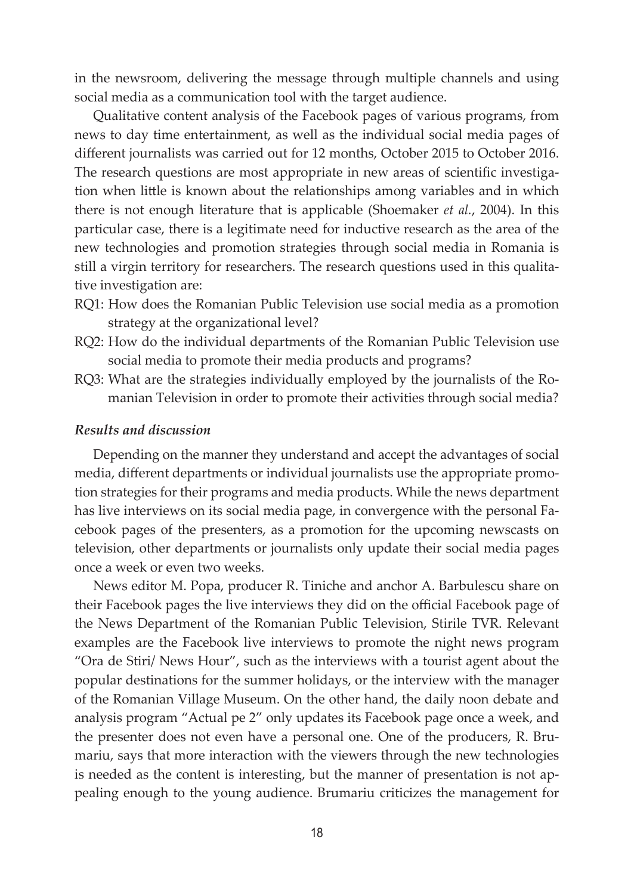in the newsroom, delivering the message through multiple channels and using social media as a communication tool with the target audience.

Qualitative content analysis of the Facebook pages of various programs, from news to day time entertainment, as well as the individual social media pages of different journalists was carried out for 12 months, October 2015 to October 2016. The research questions are most appropriate in new areas of scientific investigation when little is known about the relationships among variables and in which there is not enough literature that is applicable (Shoemaker *et al.*, 2004). In this particular case, there is a legitimate need for inductive research as the area of the new technologies and promotion strategies through social media in Romania is still a virgin territory for researchers. The research questions used in this qualitative investigation are:

RQ1: How does the Romanian Public Television use social media as a promotion strategy at the organizational level?

RQ2: How do the individual departments of the Romanian Public Television use social media to promote their media products and programs?

RQ3: What are the strategies individually employed by the journalists of the Romanian Television in order to promote their activities through social media?

### *Results and discussion*

Depending on the manner they understand and accept the advantages of social media, different departments or individual journalists use the appropriate promotion strategies for their programs and media products. While the news department has live interviews on its social media page, in convergence with the personal Facebook pages of the presenters, as a promotion for the upcoming newscasts on television, other departments or journalists only update their social media pages once a week or even two weeks.

News editor M. Popa, producer R. Tiniche and anchor A. Barbulescu share on their Facebook pages the live interviews they did on the official Facebook page of the News Department of the Romanian Public Television, Stirile TVR. Relevant examples are the Facebook live interviews to promote the night news program "Ora de Stiri/ News Hour", such as the interviews with a tourist agent about the popular destinations for the summer holidays, or the interview with the manager of the Romanian Village Museum. On the other hand, the daily noon debate and analysis program "Actual pe 2" only updates its Facebook page once a week, and the presenter does not even have a personal one. One of the producers, R. Brumariu, says that more interaction with the viewers through the new technologies is needed as the content is interesting, but the manner of presentation is not appealing enough to the young audience. Brumariu criticizes the management for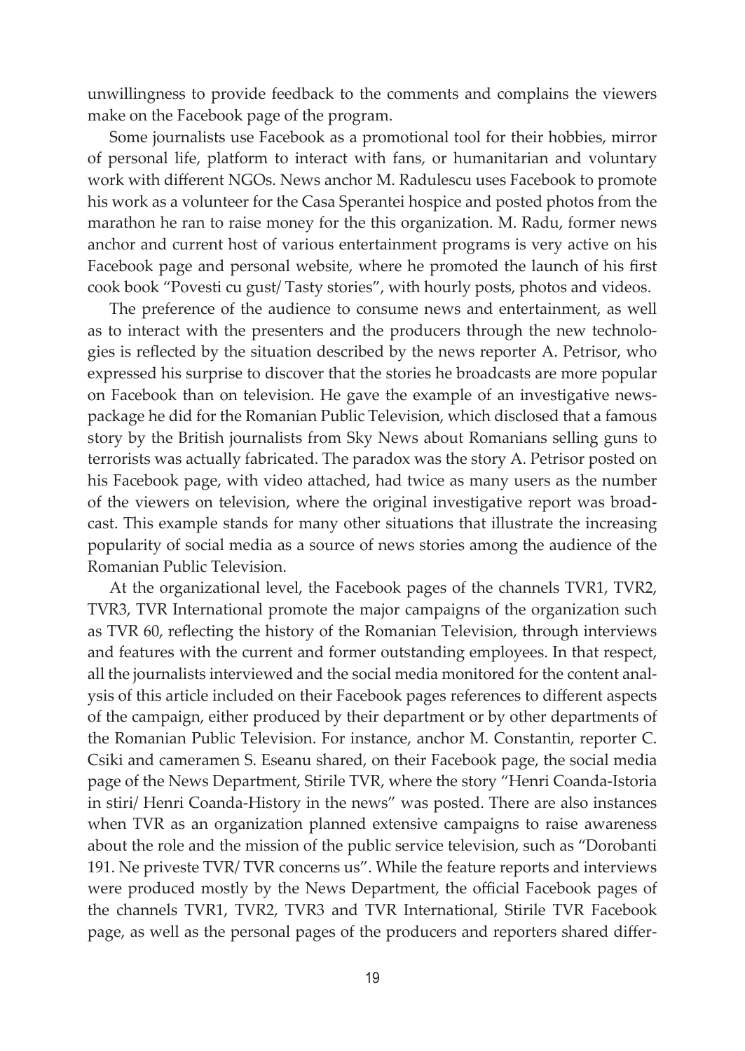unwillingness to provide feedback to the comments and complains the viewers make on the Facebook page of the program.

Some journalists use Facebook as a promotional tool for their hobbies, mirror of personal life, platform to interact with fans, or humanitarian and voluntary work with different NGOs. News anchor M. Radulescu uses Facebook to promote his work as a volunteer for the Casa Sperantei hospice and posted photos from the marathon he ran to raise money for the this organization. M. Radu, former news anchor and current host of various entertainment programs is very active on his Facebook page and personal website, where he promoted the launch of his first cook book "Povesti cu gust/ Tasty stories", with hourly posts, photos and videos.

The preference of the audience to consume news and entertainment, as well as to interact with the presenters and the producers through the new technologies is reflected by the situation described by the news reporter A. Petrisor, who expressed his surprise to discover that the stories he broadcasts are more popular on Facebook than on television. He gave the example of an investigative news-package he did for the Romanian Public Television, which disclosed that a famous story by the British journalists from Sky News about Romanians selling guns to terrorists was actually fabricated. The paradox was the story A. Petrisor posted on his Facebook page, with video attached, had twice as many users as the number of the viewers on television, where the original investigative report was broadcast. This example stands for many other situations that illustrate the increasing popularity of social media as a source of news stories among the audience of the Romanian Public Television.

At the organizational level, the Facebook pages of the channels TVR1, TVR2, TVR3, TVR International promote the major campaigns of the organization such as TVR 60, reflecting the history of the Romanian Television, through interviews and features with the current and former outstanding employees. In that respect, all the journalists interviewed and the social media monitored for the content analysis of this article included on their Facebook pages references to different aspects of the campaign, either produced by their department or by other departments of the Romanian Public Television. For instance, anchor M. Constantin, reporter C. Csiki and cameramen S. Eseanu shared, on their Facebook page, the social media page of the News Department, Stirile TVR, where the story "Henri Coanda-Istoria in stiri/ Henri Coanda-History in the news" was posted. There are also instances when TVR as an organization planned extensive campaigns to raise awareness about the role and the mission of the public service television, such as "Dorobanti 191. Ne priveste TVR/ TVR concerns us". While the feature reports and interviews were produced mostly by the News Department, the official Facebook pages of the channels TVR1, TVR2, TVR3 and TVR International, Stirile TVR Facebook page, as well as the personal pages of the producers and reporters shared differ-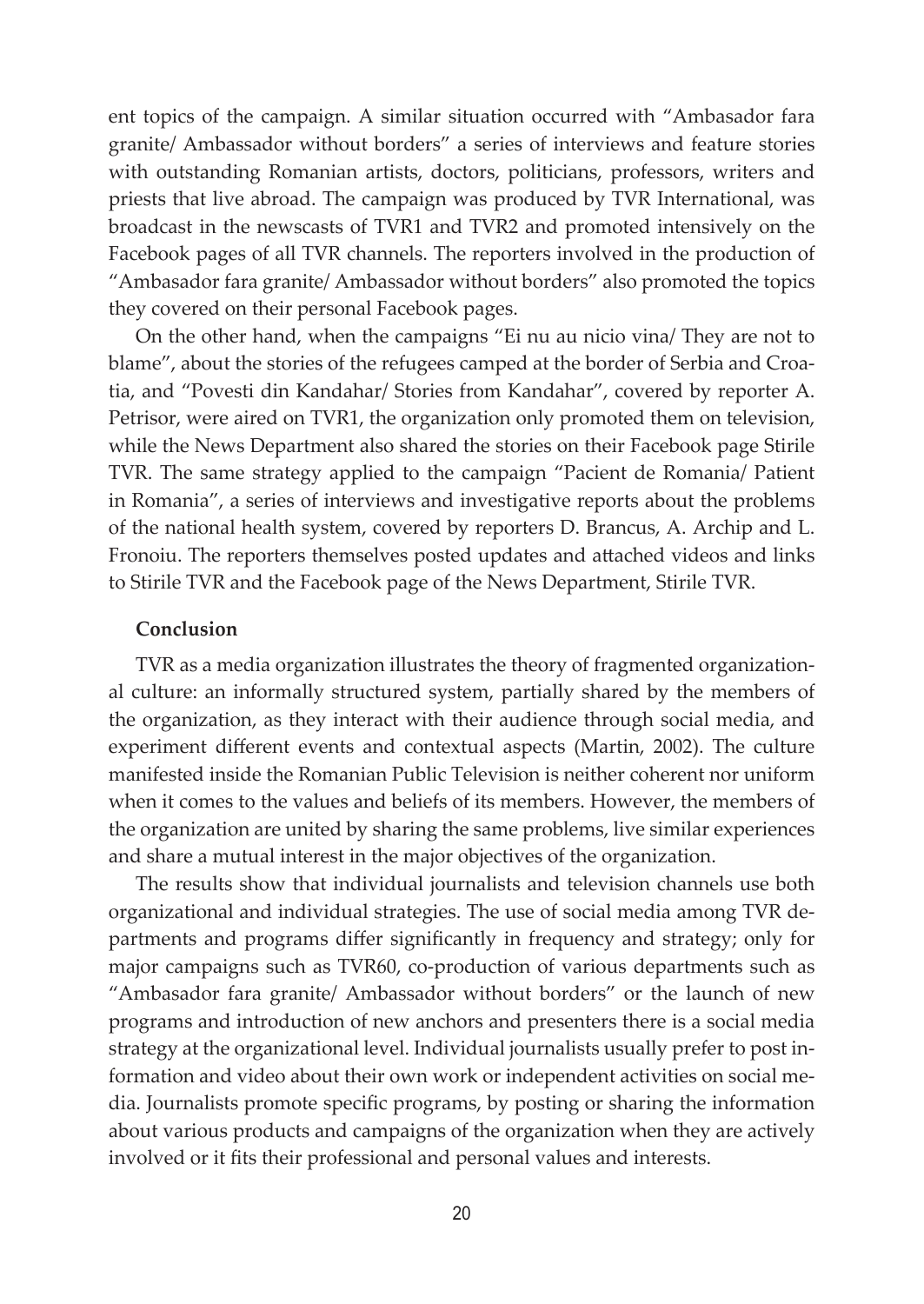ent topics of the campaign. A similar situation occurred with "Ambasador fara granite/ Ambassador without borders" a series of interviews and feature stories with outstanding Romanian artists, doctors, politicians, professors, writers and priests that live abroad. The campaign was produced by TVR International, was broadcast in the newscasts of TVR1 and TVR2 and promoted intensively on the Facebook pages of all TVR channels. The reporters involved in the production of "Ambasador fara granite/ Ambassador without borders" also promoted the topics they covered on their personal Facebook pages.

On the other hand, when the campaigns "Ei nu au nicio vina/ They are not to blame", about the stories of the refugees camped at the border of Serbia and Croatia, and "Povesti din Kandahar/ Stories from Kandahar", covered by reporter A. Petrisor, were aired on TVR1, the organization only promoted them on television, while the News Department also shared the stories on their Facebook page Stirile TVR. The same strategy applied to the campaign "Pacient de Romania/ Patient in Romania", a series of interviews and investigative reports about the problems of the national health system, covered by reporters D. Brancus, A. Archip and L. Fronoiu. The reporters themselves posted updates and attached videos and links to Stirile TVR and the Facebook page of the News Department, Stirile TVR.

**Conclusion**

TVR as a media organization illustrates the theory of fragmented organizational culture: an informally structured system, partially shared by the members of the organization, as they interact with their audience through social media, and experiment different events and contextual aspects (Martin, 2002). The culture manifested inside the Romanian Public Television is neither coherent nor uniform when it comes to the values and beliefs of its members. However, the members of the organization are united by sharing the same problems, live similar experiences and share a mutual interest in the major objectives of the organization.

The results show that individual journalists and television channels use both organizational and individual strategies. The use of social media among TVR departments and programs differ significantly in frequency and strategy; only for major campaigns such as TVR60, co-production of various departments such as "Ambasador fara granite/ Ambassador without borders" or the launch of new programs and introduction of new anchors and presenters there is a social media strategy at the organizational level. Individual journalists usually prefer to post information and video about their own work or independent activities on social media. Journalists promote specific programs, by posting or sharing the information about various products and campaigns of the organization when they are actively involved or it fits their professional and personal values and interests.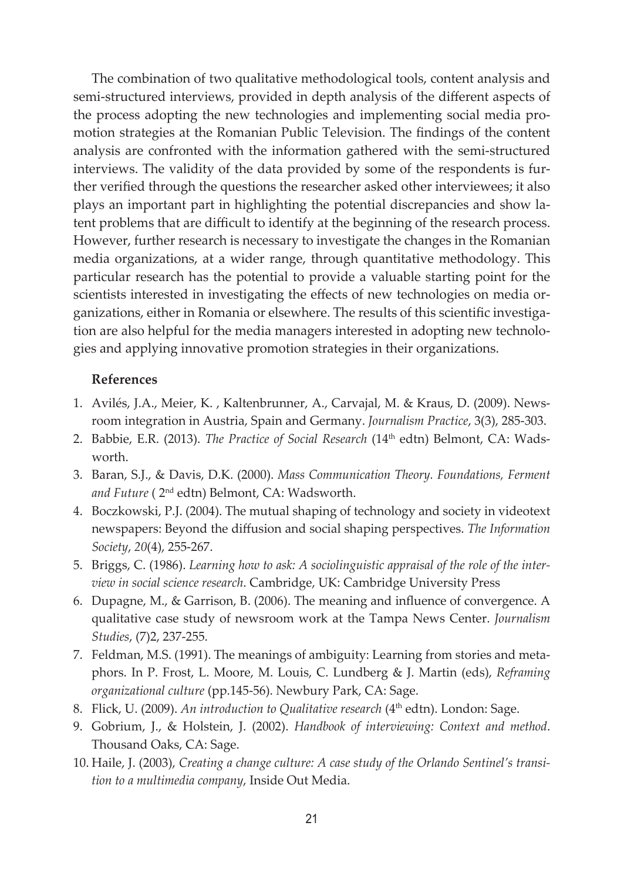The combination of two qualitative methodological tools, content analysis and semi-structured interviews, provided in depth analysis of the different aspects of the process adopting the new technologies and implementing social media promotion strategies at the Romanian Public Television. The findings of the content analysis are confronted with the information gathered with the semi-structured interviews. The validity of the data provided by some of the respondents is further verified through the questions the researcher asked other interviewees; it also plays an important part in highlighting the potential discrepancies and show latent problems that are difficult to identify at the beginning of the research process. However, further research is necessary to investigate the changes in the Romanian media organizations, at a wider range, through quantitative methodology. This particular research has the potential to provide a valuable starting point for the scientists interested in investigating the effects of new technologies on media organizations, either in Romania or elsewhere. The results of this scientific investigation are also helpful for the media managers interested in adopting new technologies and applying innovative promotion strategies in their organizations.

**References**

1. Avilés, J.A., Meier, K. , Kaltenbrunner, A., Carvajal, M. & Kraus, D. (2009). Newsroom integration in Austria, Spain and Germany. *Journalism Practice*, 3(3), 285-303.
2. Babbie, E.R. (2013). *The Practice of Social Research* (14th edtn) Belmont, CA: Wadsworth.
3. Baran, S.J., & Davis, D.K. (2000). *Mass Communication Theory. Foundations, Ferment and Future* ( 2nd edtn) Belmont, CA: Wadsworth.
4. Boczkowski, P.J. (2004). The mutual shaping of technology and society in videotext newspapers: Beyond the diffusion and social shaping perspectives. *The Information Society*, *20*(4), 255-267.
5. Briggs, C. (1986). *Learning how to ask: A sociolinguistic appraisal of the role of the interview in social science research*. Cambridge, UK: Cambridge University Press
6. Dupagne, M., & Garrison, B. (2006). The meaning and influence of convergence. A qualitative case study of newsroom work at the Tampa News Center. *Journalism Studies*, (7)2, 237-255.
7. Feldman, M.S. (1991). The meanings of ambiguity: Learning from stories and metaphors. In P. Frost, L. Moore, M. Louis, C. Lundberg & J. Martin (eds), *Reframing organizational culture* (pp.145-56). Newbury Park, CA: Sage.
8. Flick, U. (2009). *An introduction to Qualitative research* (4th edtn). London: Sage.
9. Gobrium, J., & Holstein, J. (2002). *Handbook of interviewing: Context and method*. Thousand Oaks, CA: Sage.
10. Haile, J. (2003), *Creating a change culture: A case study of the Orlando Sentinel's transition to a multimedia company*, Inside Out Media.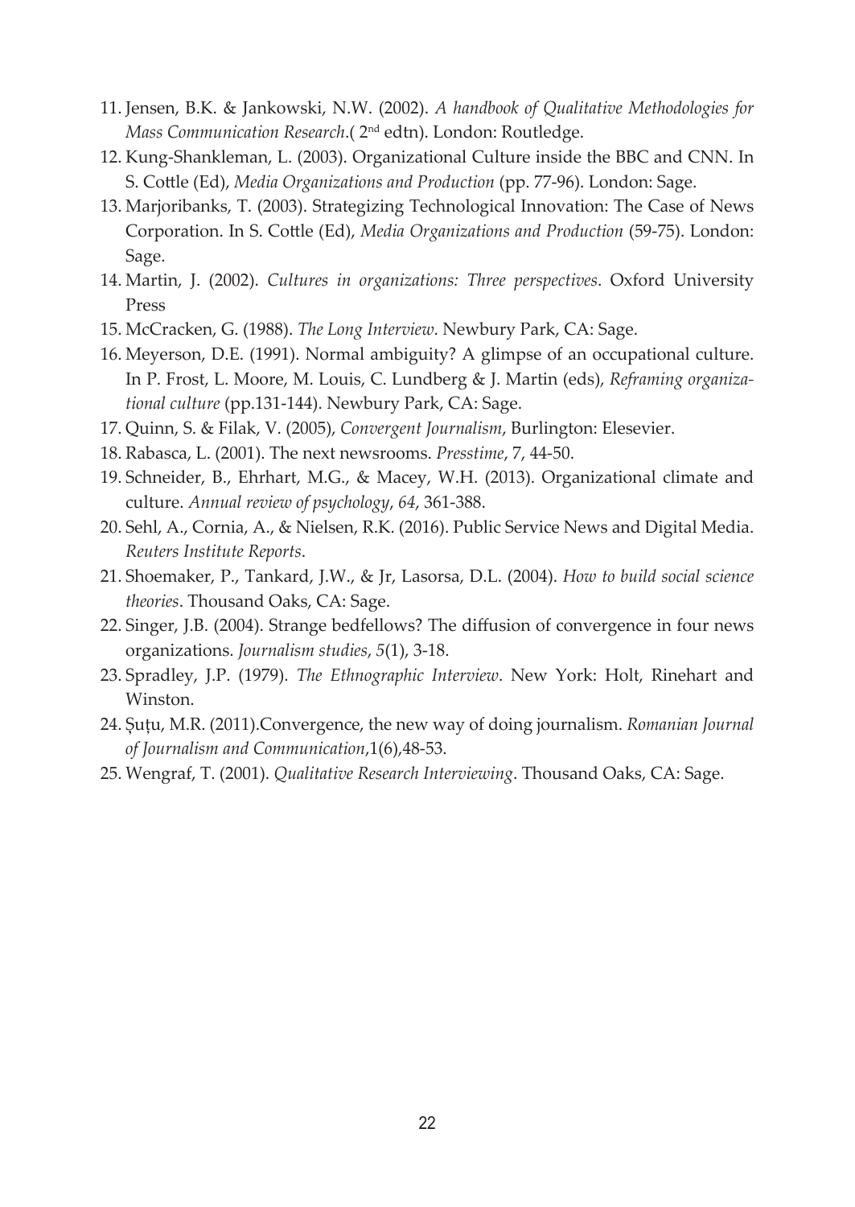11. Jensen, B.K. & Jankowski, N.W. (2002). *A handbook of Qualitative Methodologies for Mass Communication Research*.( 2nd edtn). London: Routledge.
12. Kung-Shankleman, L. (2003). Organizational Culture inside the BBC and CNN. In S. Cottle (Ed), *Media Organizations and Production* (pp. 77-96). London: Sage.
13. Marjoribanks, T. (2003). Strategizing Technological Innovation: The Case of News Corporation. In S. Cottle (Ed), *Media Organizations and Production* (59-75). London: Sage.
14. Martin, J. (2002). *Cultures in organizations: Three perspectives*. Oxford University Press
15. McCracken, G. (1988). *The Long Interview*. Newbury Park, CA: Sage.
16. Meyerson, D.E. (1991). Normal ambiguity? A glimpse of an occupational culture. In P. Frost, L. Moore, M. Louis, C. Lundberg & J. Martin (eds), *Reframing organizational culture* (pp.131-144). Newbury Park, CA: Sage.
17. Quinn, S. & Filak, V. (2005), *Convergent Journalism*, Burlington: Elesevier.
18. Rabasca, L. (2001). The next newsrooms. *Presstime*, 7, 44-50.
19. Schneider, B., Ehrhart, M.G., & Macey, W.H. (2013). Organizational climate and culture. *Annual review of psychology*, *64*, 361-388.
20. Sehl, A., Cornia, A., & Nielsen, R.K. (2016). Public Service News and Digital Media. *Reuters Institute Reports*.
21. Shoemaker, P., Tankard, J.W., & Jr, Lasorsa, D.L. (2004). *How to build social science theories*. Thousand Oaks, CA: Sage.
22. Singer, J.B. (2004). Strange bedfellows? The diffusion of convergence in four news organizations. *Journalism studies*, *5*(1), 3-18.
23. Spradley, J.P. (1979). *The Ethnographic Interview*. New York: Holt, Rinehart and Winston.
24. Șuțu, M.R. (2011).Convergence, the new way of doing journalism. *Romanian Journal of Journalism and Communication*,1(6),48-53.
25. Wengraf, T. (2001). *Qualitative Research Interviewing*. Thousand Oaks, CA: Sage.